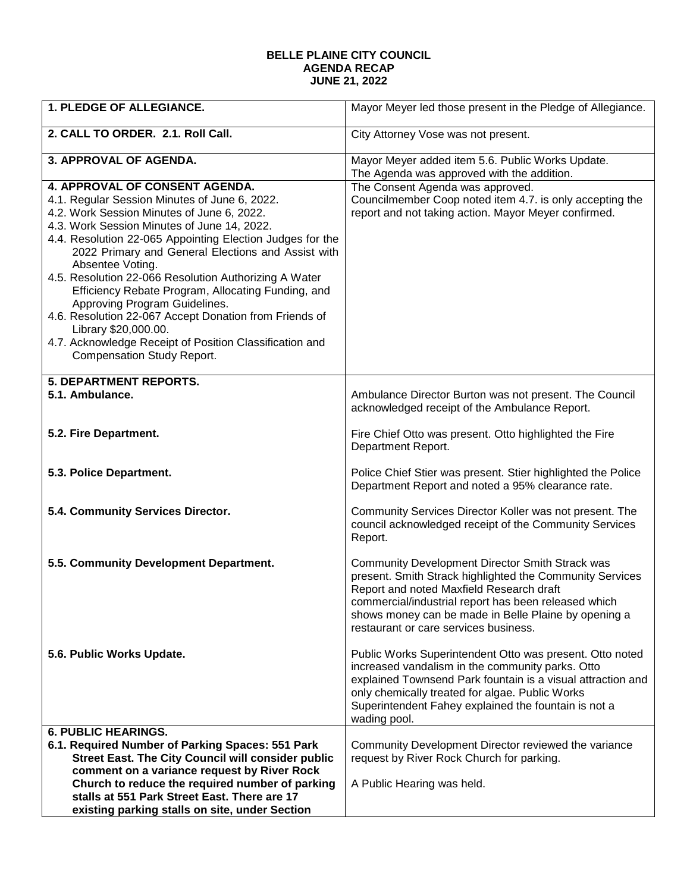**BELLE PLAINE CITY COUNCIL**
**AGENDA RECAP**
**JUNE 21, 2022**

| | |
|---|---|
| **1. PLEDGE OF ALLEGIANCE.** | Mayor Meyer led those present in the Pledge of Allegiance. |
| **2. CALL TO ORDER. 2.1. Roll Call.** | City Attorney Vose was not present. |
| **3. APPROVAL OF AGENDA.** | Mayor Meyer added item 5.6. Public Works Update.<br>The Agenda was approved with the addition. |
| **4. APPROVAL OF CONSENT AGENDA.**<br>4.1. Regular Session Minutes of June 6, 2022.<br>4.2. Work Session Minutes of June 6, 2022.<br>4.3. Work Session Minutes of June 14, 2022.<br>4.4. Resolution 22-065 Appointing Election Judges for the 2022 Primary and General Elections and Assist with Absentee Voting.<br>4.5. Resolution 22-066 Resolution Authorizing A Water Efficiency Rebate Program, Allocating Funding, and Approving Program Guidelines.<br>4.6. Resolution 22-067 Accept Donation from Friends of Library $20,000.00.<br>4.7. Acknowledge Receipt of Position Classification and Compensation Study Report. | The Consent Agenda was approved.<br>Councilmember Coop noted item 4.7. is only accepting the report and not taking action. Mayor Meyer confirmed. |
| **5. DEPARTMENT REPORTS.**<br>**5.1. Ambulance.** | Ambulance Director Burton was not present. The Council acknowledged receipt of the Ambulance Report. |
| **5.2. Fire Department.** | Fire Chief Otto was present. Otto highlighted the Fire Department Report. |
| **5.3. Police Department.** | Police Chief Stier was present. Stier highlighted the Police Department Report and noted a 95% clearance rate. |
| **5.4. Community Services Director.** | Community Services Director Koller was not present. The council acknowledged receipt of the Community Services Report. |
| **5.5. Community Development Department.** | Community Development Director Smith Strack was present. Smith Strack highlighted the Community Services Report and noted Maxfield Research draft commercial/industrial report has been released which shows money can be made in Belle Plaine by opening a restaurant or care services business. |
| **5.6. Public Works Update.** | Public Works Superintendent Otto was present. Otto noted increased vandalism in the community parks. Otto explained Townsend Park fountain is a visual attraction and only chemically treated for algae. Public Works Superintendent Fahey explained the fountain is not a wading pool. |
| **6. PUBLIC HEARINGS.**<br>**6.1. Required Number of Parking Spaces: 551 Park Street East. The City Council will consider public comment on a variance request by River Rock Church to reduce the required number of parking stalls at 551 Park Street East. There are 17 existing parking stalls on site, under Section** | Community Development Director reviewed the variance request by River Rock Church for parking.<br><br>A Public Hearing was held. |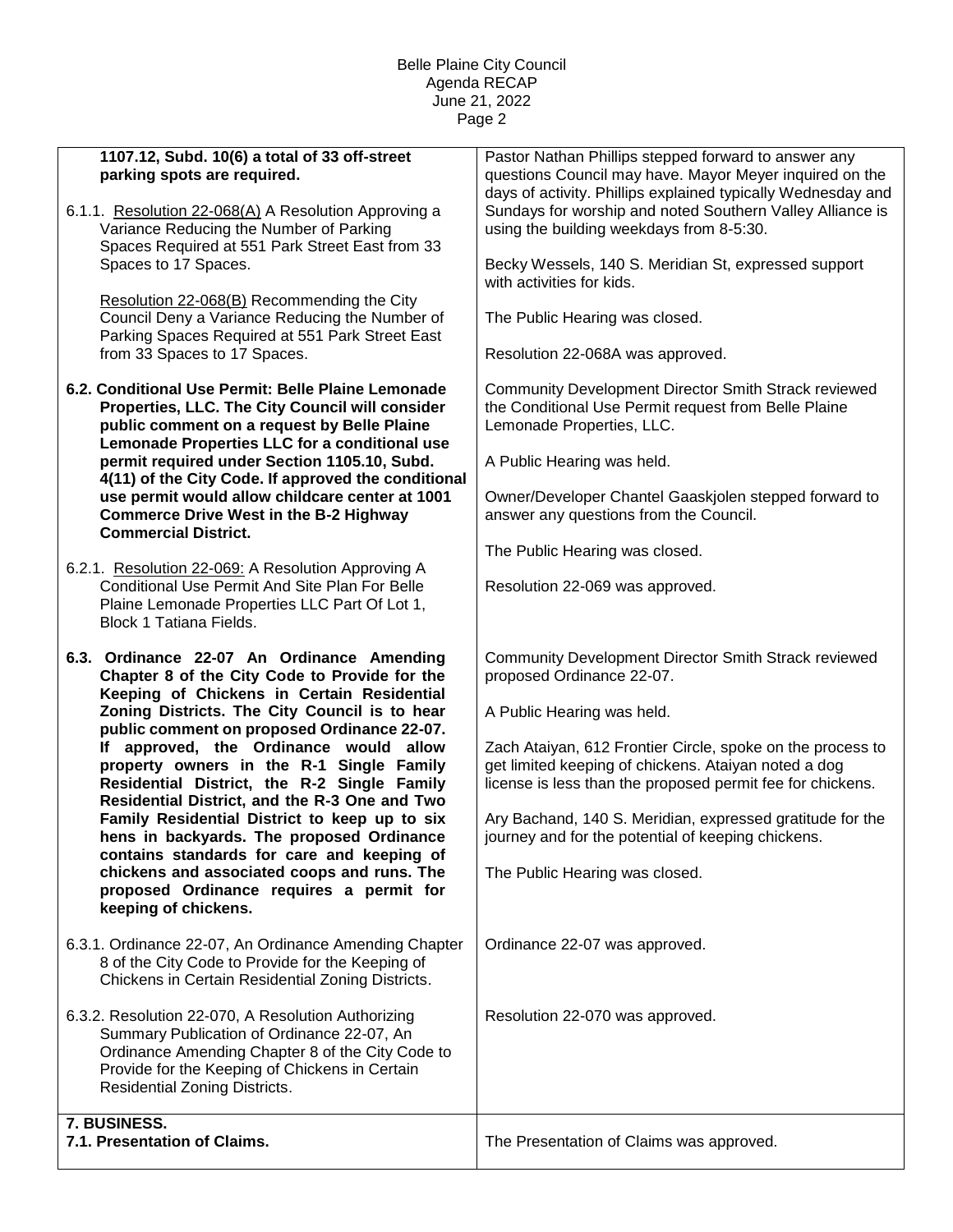| | |
|---|---|
| **1107.12, Subd. 10(6) a total of 33 off-street parking spots are required.**<br><br>6.1.1. Resolution 22-068(A) A Resolution Approving a Variance Reducing the Number of Parking Spaces Required at 551 Park Street East from 33 Spaces to 17 Spaces.<br><br>Resolution 22-068(B) Recommending the City Council Deny a Variance Reducing the Number of Parking Spaces Required at 551 Park Street East from 33 Spaces to 17 Spaces. | Pastor Nathan Phillips stepped forward to answer any questions Council may have. Mayor Meyer inquired on the days of activity. Phillips explained typically Wednesday and Sundays for worship and noted Southern Valley Alliance is using the building weekdays from 8-5:30.<br><br>Becky Wessels, 140 S. Meridian St, expressed support with activities for kids.<br><br>The Public Hearing was closed.<br><br>Resolution 22-068A was approved. |
| **6.2. Conditional Use Permit: Belle Plaine Lemonade Properties, LLC. The City Council will consider public comment on a request by Belle Plaine Lemonade Properties LLC for a conditional use permit required under Section 1105.10, Subd. 4(11) of the City Code. If approved the conditional use permit would allow childcare center at 1001 Commerce Drive West in the B-2 Highway Commercial District.**<br><br>6.2.1. Resolution 22-069: A Resolution Approving A Conditional Use Permit And Site Plan For Belle Plaine Lemonade Properties LLC Part Of Lot 1, Block 1 Tatiana Fields. | Community Development Director Smith Strack reviewed the Conditional Use Permit request from Belle Plaine Lemonade Properties, LLC.<br><br>A Public Hearing was held.<br><br>Owner/Developer Chantel Gaaskjolen stepped forward to answer any questions from the Council.<br><br>The Public Hearing was closed.<br><br>Resolution 22-069 was approved. |
| **6.3. Ordinance 22-07 An Ordinance Amending Chapter 8 of the City Code to Provide for the Keeping of Chickens in Certain Residential Zoning Districts. The City Council is to hear public comment on proposed Ordinance 22-07. If approved, the Ordinance would allow property owners in the R-1 Single Family Residential District, the R-2 Single Family Residential District, and the R-3 One and Two Family Residential District to keep up to six hens in backyards. The proposed Ordinance contains standards for care and keeping of chickens and associated coops and runs. The proposed Ordinance requires a permit for keeping of chickens.** | Community Development Director Smith Strack reviewed proposed Ordinance 22-07.<br><br>A Public Hearing was held.<br><br>Zach Ataiyan, 612 Frontier Circle, spoke on the process to get limited keeping of chickens. Ataiyan noted a dog license is less than the proposed permit fee for chickens.<br><br>Ary Bachand, 140 S. Meridian, expressed gratitude for the journey and for the potential of keeping chickens.<br><br>The Public Hearing was closed. |
| 6.3.1. Ordinance 22-07, An Ordinance Amending Chapter 8 of the City Code to Provide for the Keeping of Chickens in Certain Residential Zoning Districts. | Ordinance 22-07 was approved. |
| 6.3.2. Resolution 22-070, A Resolution Authorizing Summary Publication of Ordinance 22-07, An Ordinance Amending Chapter 8 of the City Code to Provide for the Keeping of Chickens in Certain Residential Zoning Districts. | Resolution 22-070 was approved. |
| **7. BUSINESS.**<br>**7.1. Presentation of Claims.** | The Presentation of Claims was approved. |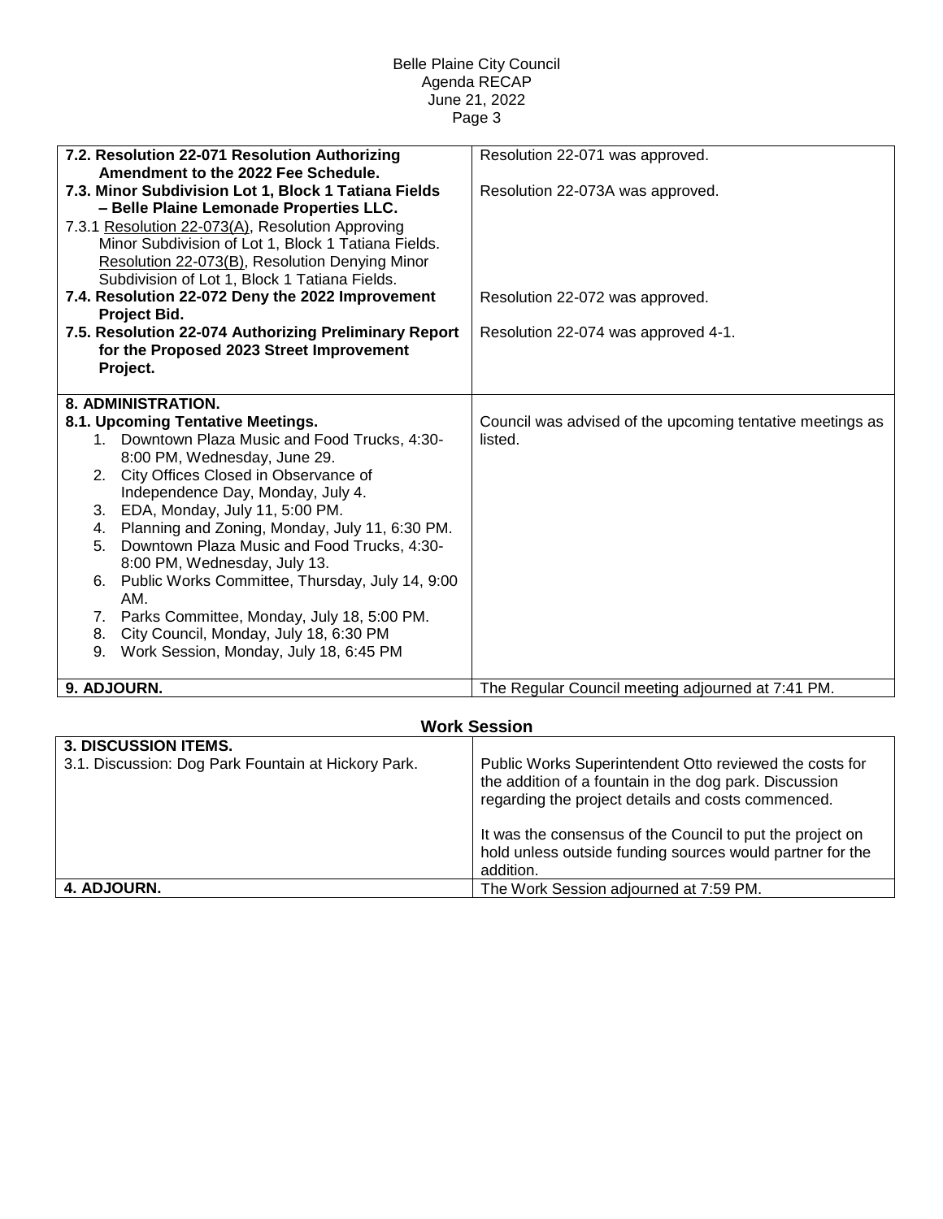| | |
|---|---|
| **7.2. Resolution 22-071 Resolution Authorizing Amendment to the 2022 Fee Schedule.** | Resolution 22-071 was approved. |
| **7.3. Minor Subdivision Lot 1, Block 1 Tatiana Fields – Belle Plaine Lemonade Properties LLC.**<br>7.3.1 Resolution 22-073(A), Resolution Approving Minor Subdivision of Lot 1, Block 1 Tatiana Fields. Resolution 22-073(B), Resolution Denying Minor Subdivision of Lot 1, Block 1 Tatiana Fields. | Resolution 22-073A was approved. |
| **7.4. Resolution 22-072 Deny the 2022 Improvement Project Bid.** | Resolution 22-072 was approved. |
| **7.5. Resolution 22-074 Authorizing Preliminary Report for the Proposed 2023 Street Improvement Project.** | Resolution 22-074 was approved 4-1. |
| **8. ADMINISTRATION.**<br>**8.1. Upcoming Tentative Meetings.**<br>1. Downtown Plaza Music and Food Trucks, 4:30-8:00 PM, Wednesday, June 29.<br>2. City Offices Closed in Observance of Independence Day, Monday, July 4.<br>3. EDA, Monday, July 11, 5:00 PM.<br>4. Planning and Zoning, Monday, July 11, 6:30 PM.<br>5. Downtown Plaza Music and Food Trucks, 4:30-8:00 PM, Wednesday, July 13.<br>6. Public Works Committee, Thursday, July 14, 9:00 AM.<br>7. Parks Committee, Monday, July 18, 5:00 PM.<br>8. City Council, Monday, July 18, 6:30 PM<br>9. Work Session, Monday, July 18, 6:45 PM | Council was advised of the upcoming tentative meetings as listed. |
| **9. ADJOURN.** | The Regular Council meeting adjourned at 7:41 PM. |

## Work Session

| | |
|---|---|
| **3. DISCUSSION ITEMS.**<br>3.1. Discussion: Dog Park Fountain at Hickory Park. | Public Works Superintendent Otto reviewed the costs for the addition of a fountain in the dog park. Discussion regarding the project details and costs commenced.<br><br>It was the consensus of the Council to put the project on hold unless outside funding sources would partner for the addition. |
| **4. ADJOURN.** | The Work Session adjourned at 7:59 PM. |